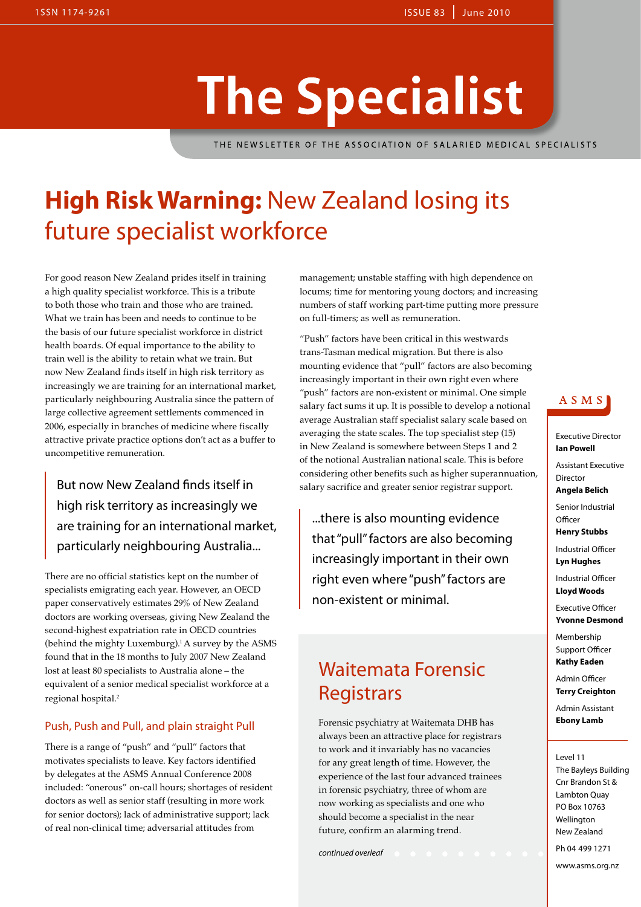ISSN 1174-9261

# The Specialist

THE NEWSLETTER OF THE ASSOCIATION OF SALARIED MEDICAL SPECIALISTS

## **High Risk Warning:** New Zealand losing its future specialist workforce

For good reason New Zealand prides itself in training a high quality specialist workforce. This is a tribute to both those who train and those who are trained. What we train has been and needs to continue to be the basis of our future specialist workforce in district health boards. Of equal importance to the ability to train well is the ability to retain what we train. But now New Zealand finds itself in high risk territory as increasingly we are training for an international market, particularly neighbouring Australia since the pattern of large collective agreement settlements commenced in 2006, especially in branches of medicine where fiscally attractive private practice options don't act as a buffer to uncompetitive remuneration.

> But now New Zealand finds itself in high risk territory as increasingly we are training for an international market, particularly neighbouring Australia...

There are no official statistics kept on the number of specialists emigrating each year. However, an OECD paper conservatively estimates 29% of New Zealand doctors are working overseas, giving New Zealand the second-highest expatriation rate in OECD countries (behind the mighty Luxemburg).[1] A survey by the ASMS found that in the 18 months to July 2007 New Zealand lost at least 80 specialists to Australia alone – the equivalent of a senior medical specialist workforce at a regional hospital.[2]

### Push, Push and Pull, and plain straight Pull

There is a range of "push" and "pull" factors that motivates specialists to leave. Key factors identified by delegates at the ASMS Annual Conference 2008 included: "onerous" on-call hours; shortages of resident doctors as well as senior staff (resulting in more work for senior doctors); lack of administrative support; lack of real non-clinical time; adversarial attitudes from management; unstable staffing with high dependence on locums; time for mentoring young doctors; and increasing numbers of staff working part-time putting more pressure on full-timers; as well as remuneration.

"Push" factors have been critical in this westwards trans-Tasman medical migration. But there is also mounting evidence that "pull" factors are also becoming increasingly important in their own right even where "push" factors are non-existent or minimal. One simple salary fact sums it up. It is possible to develop a notional average Australian staff specialist salary scale based on averaging the state scales. The top specialist step (15) in New Zealand is somewhere between Steps 1 and 2 of the notional Australian national scale. This is before considering other benefits such as higher superannuation, salary sacrifice and greater senior registrar support.

> ...there is also mounting evidence that "pull" factors are also becoming increasingly important in their own right even where "push" factors are non-existent or minimal.

## Waitemata Forensic Registrars

Forensic psychiatry at Waitemata DHB has always been an attractive place for registrars to work and it invariably has no vacancies for any great length of time. However, the experience of the last four advanced trainees in forensic psychiatry, three of whom are now working as specialists and one who should become a specialist in the near future, confirm an alarming trend.

*continued overleaf*

**ASMS**

Executive Director
**Ian Powell**

Assistant Executive Director
**Angela Belich**

Senior Industrial Officer
**Henry Stubbs**

Industrial Officer
**Lyn Hughes**

Industrial Officer
**Lloyd Woods**

Executive Officer
**Yvonne Desmond**

Membership Support Officer
**Kathy Eaden**

Admin Officer
**Terry Creighton**

Admin Assistant
**Ebony Lamb**

Level 11
The Bayleys Building
Cnr Brandon St & Lambton Quay
PO Box 10763
Wellington
New Zealand

Ph 04 499 1271

www.asms.org.nz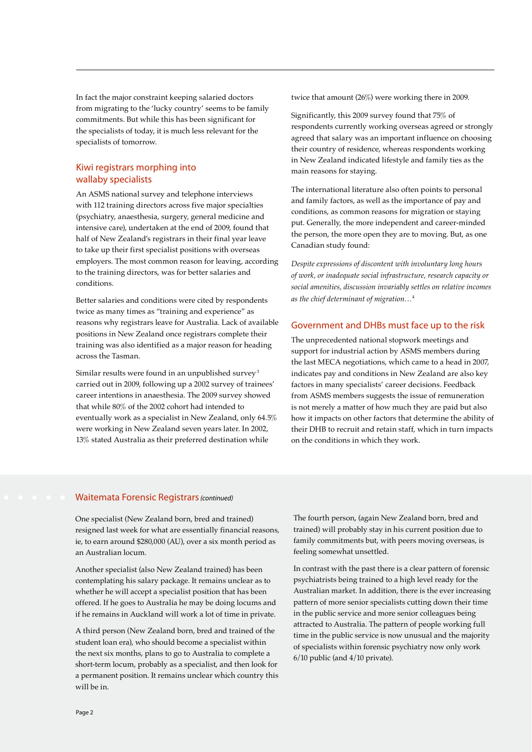In fact the major constraint keeping salaried doctors from migrating to the 'lucky country' seems to be family commitments. But while this has been significant for the specialists of today, it is much less relevant for the specialists of tomorrow.

## Kiwi registrars morphing into wallaby specialists

An ASMS national survey and telephone interviews with 112 training directors across five major specialties (psychiatry, anaesthesia, surgery, general medicine and intensive care), undertaken at the end of 2009, found that half of New Zealand's registrars in their final year leave to take up their first specialist positions with overseas employers. The most common reason for leaving, according to the training directors, was for better salaries and conditions.

Better salaries and conditions were cited by respondents twice as many times as "training and experience" as reasons why registrars leave for Australia. Lack of available positions in New Zealand once registrars complete their training was also identified as a major reason for heading across the Tasman.

Similar results were found in an unpublished survey[3] carried out in 2009, following up a 2002 survey of trainees' career intentions in anaesthesia. The 2009 survey showed that while 80% of the 2002 cohort had intended to eventually work as a specialist in New Zealand, only 64.5% were working in New Zealand seven years later. In 2002, 13% stated Australia as their preferred destination while twice that amount (26%) were working there in 2009.

Significantly, this 2009 survey found that 75% of respondents currently working overseas agreed or strongly agreed that salary was an important influence on choosing their country of residence, whereas respondents working in New Zealand indicated lifestyle and family ties as the main reasons for staying.

The international literature also often points to personal and family factors, as well as the importance of pay and conditions, as common reasons for migration or staying put. Generally, the more independent and career-minded the person, the more open they are to moving. But, as one Canadian study found:

*Despite expressions of discontent with involuntary long hours of work, or inadequate social infrastructure, research capacity or social amenities, discussion invariably settles on relative incomes as the chief determinant of migration…*[4]

## Government and DHBs must face up to the risk

The unprecedented national stopwork meetings and support for industrial action by ASMS members during the last MECA negotiations, which came to a head in 2007, indicates pay and conditions in New Zealand are also key factors in many specialists' career decisions. Feedback from ASMS members suggests the issue of remuneration is not merely a matter of how much they are paid but also how it impacts on other factors that determine the ability of their DHB to recruit and retain staff, which in turn impacts on the conditions in which they work.

## Waitemata Forensic Registrars *(continued)*

One specialist (New Zealand born, bred and trained) resigned last week for what are essentially financial reasons, ie, to earn around $280,000 (AU), over a six month period as an Australian locum.

Another specialist (also New Zealand trained) has been contemplating his salary package. It remains unclear as to whether he will accept a specialist position that has been offered. If he goes to Australia he may be doing locums and if he remains in Auckland will work a lot of time in private.

A third person (New Zealand born, bred and trained of the student loan era), who should become a specialist within the next six months, plans to go to Australia to complete a short-term locum, probably as a specialist, and then look for a permanent position. It remains unclear which country this will be in.

The fourth person, (again New Zealand born, bred and trained) will probably stay in his current position due to family commitments but, with peers moving overseas, is feeling somewhat unsettled.

In contrast with the past there is a clear pattern of forensic psychiatrists being trained to a high level ready for the Australian market. In addition, there is the ever increasing pattern of more senior specialists cutting down their time in the public service and more senior colleagues being attracted to Australia. The pattern of people working full time in the public service is now unusual and the majority of specialists within forensic psychiatry now only work 6/10 public (and 4/10 private).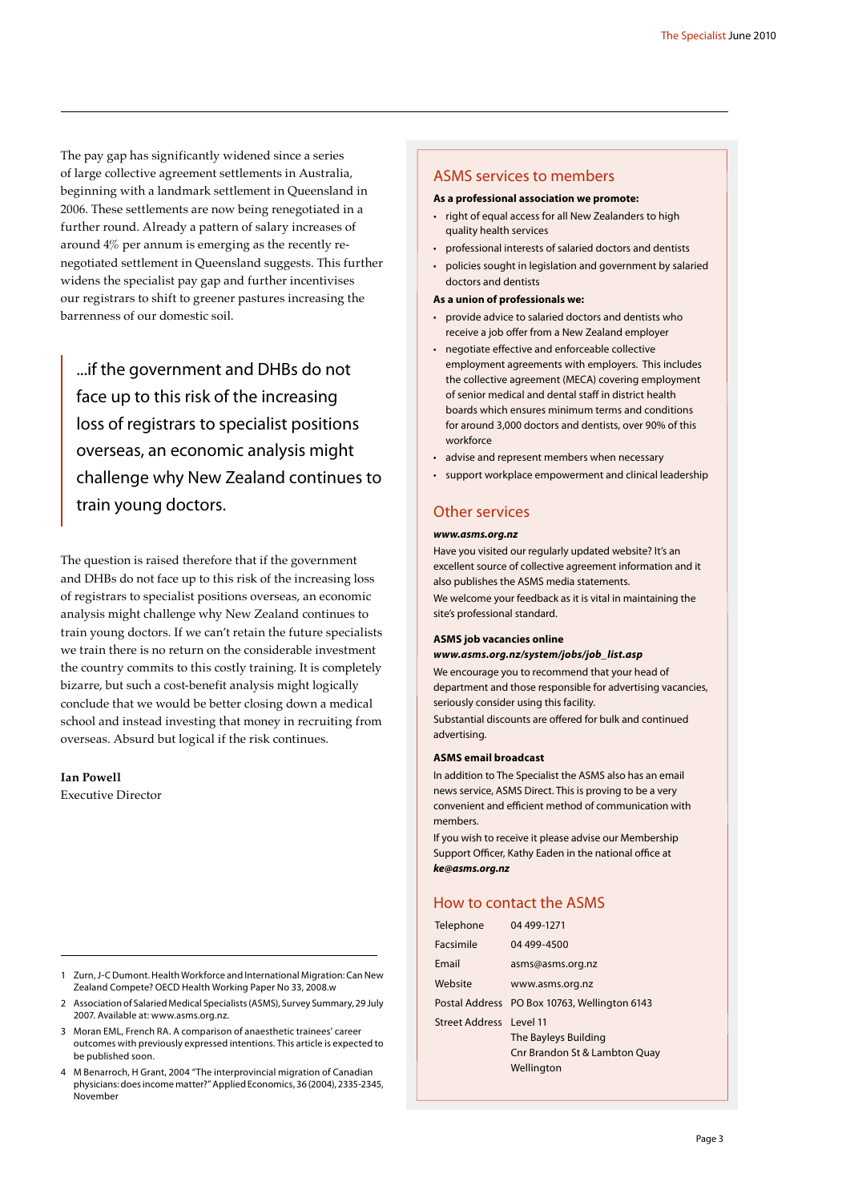The pay gap has significantly widened since a series of large collective agreement settlements in Australia, beginning with a landmark settlement in Queensland in 2006. These settlements are now being renegotiated in a further round. Already a pattern of salary increases of around 4% per annum is emerging as the recently re-negotiated settlement in Queensland suggests. This further widens the specialist pay gap and further incentivises our registrars to shift to greener pastures increasing the barrenness of our domestic soil.

> ...if the government and DHBs do not face up to this risk of the increasing loss of registrars to specialist positions overseas, an economic analysis might challenge why New Zealand continues to train young doctors.

The question is raised therefore that if the government and DHBs do not face up to this risk of the increasing loss of registrars to specialist positions overseas, an economic analysis might challenge why New Zealand continues to train young doctors. If we can't retain the future specialists we train there is no return on the considerable investment the country commits to this costly training. It is completely bizarre, but such a cost-benefit analysis might logically conclude that we would be better closing down a medical school and instead investing that money in recruiting from overseas. Absurd but logical if the risk continues.

**Ian Powell**
Executive Director

1 Zurn, J-C Dumont. Health Workforce and International Migration: Can New Zealand Compete? OECD Health Working Paper No 33, 2008.w

2 Association of Salaried Medical Specialists (ASMS), Survey Summary, 29 July 2007. Available at: www.asms.org.nz.

3 Moran EML, French RA. A comparison of anaesthetic trainees' career outcomes with previously expressed intentions. This article is expected to be published soon.

4 M Benarroch, H Grant, 2004 "The interprovincial migration of Canadian physicians: does income matter?" Applied Economics, 36 (2004), 2335-2345, November

## ASMS services to members

**As a professional association we promote:**

- right of equal access for all New Zealanders to high quality health services
- professional interests of salaried doctors and dentists
- policies sought in legislation and government by salaried doctors and dentists

**As a union of professionals we:**

- provide advice to salaried doctors and dentists who receive a job offer from a New Zealand employer
- negotiate effective and enforceable collective employment agreements with employers. This includes the collective agreement (MECA) covering employment of senior medical and dental staff in district health boards which ensures minimum terms and conditions for around 3,000 doctors and dentists, over 90% of this workforce
- advise and represent members when necessary
- support workplace empowerment and clinical leadership

## Other services

***www.asms.org.nz***

Have you visited our regularly updated website? It's an excellent source of collective agreement information and it also publishes the ASMS media statements.

We welcome your feedback as it is vital in maintaining the site's professional standard.

**ASMS job vacancies online**

***www.asms.org.nz/system/jobs/job_list.asp***

We encourage you to recommend that your head of department and those responsible for advertising vacancies, seriously consider using this facility.

Substantial discounts are offered for bulk and continued advertising.

**ASMS email broadcast**

In addition to The Specialist the ASMS also has an email news service, ASMS Direct. This is proving to be a very convenient and efficient method of communication with members.

If you wish to receive it please advise our Membership Support Officer, Kathy Eaden in the national office at ***ke@asms.org.nz***

## How to contact the ASMS

| | |
|---|---|
| Telephone | 04 499-1271 |
| Facsimile | 04 499-4500 |
| Email | asms@asms.org.nz |
| Website | www.asms.org.nz |
| Postal Address | PO Box 10763, Wellington 6143 |
| Street Address | Level 11<br>The Bayleys Building<br>Cnr Brandon St & Lambton Quay<br>Wellington |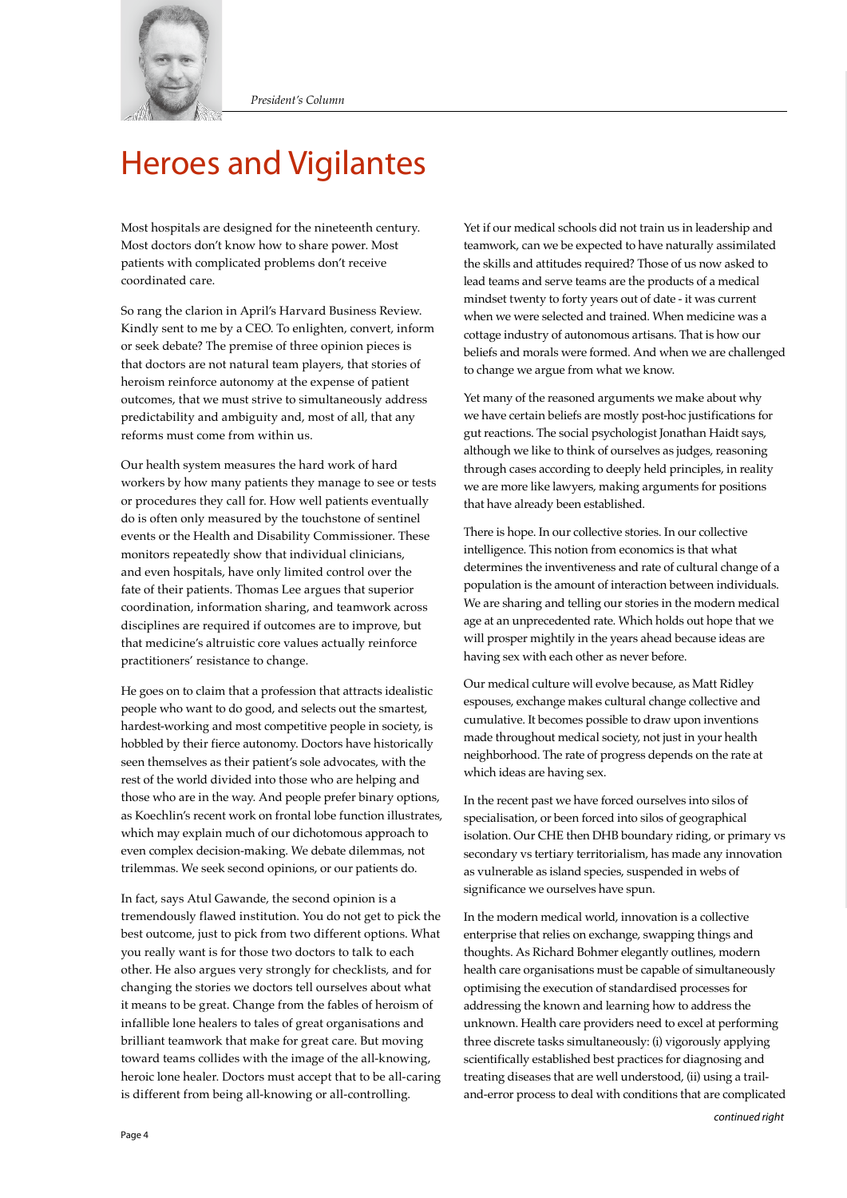*President's Column*

# Heroes and Vigilantes

Most hospitals are designed for the nineteenth century. Most doctors don't know how to share power. Most patients with complicated problems don't receive coordinated care.

So rang the clarion in April's Harvard Business Review. Kindly sent to me by a CEO. To enlighten, convert, inform or seek debate? The premise of three opinion pieces is that doctors are not natural team players, that stories of heroism reinforce autonomy at the expense of patient outcomes, that we must strive to simultaneously address predictability and ambiguity and, most of all, that any reforms must come from within us.

Our health system measures the hard work of hard workers by how many patients they manage to see or tests or procedures they call for. How well patients eventually do is often only measured by the touchstone of sentinel events or the Health and Disability Commissioner. These monitors repeatedly show that individual clinicians, and even hospitals, have only limited control over the fate of their patients. Thomas Lee argues that superior coordination, information sharing, and teamwork across disciplines are required if outcomes are to improve, but that medicine's altruistic core values actually reinforce practitioners' resistance to change.

He goes on to claim that a profession that attracts idealistic people who want to do good, and selects out the smartest, hardest-working and most competitive people in society, is hobbled by their fierce autonomy. Doctors have historically seen themselves as their patient's sole advocates, with the rest of the world divided into those who are helping and those who are in the way. And people prefer binary options, as Koechlin's recent work on frontal lobe function illustrates, which may explain much of our dichotomous approach to even complex decision-making. We debate dilemmas, not trilemmas. We seek second opinions, or our patients do.

In fact, says Atul Gawande, the second opinion is a tremendously flawed institution. You do not get to pick the best outcome, just to pick from two different options. What you really want is for those two doctors to talk to each other. He also argues very strongly for checklists, and for changing the stories we doctors tell ourselves about what it means to be great. Change from the fables of heroism of infallible lone healers to tales of great organisations and brilliant teamwork that make for great care. But moving toward teams collides with the image of the all-knowing, heroic lone healer. Doctors must accept that to be all-caring is different from being all-knowing or all-controlling.

Yet if our medical schools did not train us in leadership and teamwork, can we be expected to have naturally assimilated the skills and attitudes required? Those of us now asked to lead teams and serve teams are the products of a medical mindset twenty to forty years out of date - it was current when we were selected and trained. When medicine was a cottage industry of autonomous artisans. That is how our beliefs and morals were formed. And when we are challenged to change we argue from what we know.

Yet many of the reasoned arguments we make about why we have certain beliefs are mostly post-hoc justifications for gut reactions. The social psychologist Jonathan Haidt says, although we like to think of ourselves as judges, reasoning through cases according to deeply held principles, in reality we are more like lawyers, making arguments for positions that have already been established.

There is hope. In our collective stories. In our collective intelligence. This notion from economics is that what determines the inventiveness and rate of cultural change of a population is the amount of interaction between individuals. We are sharing and telling our stories in the modern medical age at an unprecedented rate. Which holds out hope that we will prosper mightily in the years ahead because ideas are having sex with each other as never before.

Our medical culture will evolve because, as Matt Ridley espouses, exchange makes cultural change collective and cumulative. It becomes possible to draw upon inventions made throughout medical society, not just in your health neighborhood. The rate of progress depends on the rate at which ideas are having sex.

In the recent past we have forced ourselves into silos of specialisation, or been forced into silos of geographical isolation. Our CHE then DHB boundary riding, or primary vs secondary vs tertiary territorialism, has made any innovation as vulnerable as island species, suspended in webs of significance we ourselves have spun.

In the modern medical world, innovation is a collective enterprise that relies on exchange, swapping things and thoughts. As Richard Bohmer elegantly outlines, modern health care organisations must be capable of simultaneously optimising the execution of standardised processes for addressing the known and learning how to address the unknown. Health care providers need to excel at performing three discrete tasks simultaneously: (i) vigorously applying scientifically established best practices for diagnosing and treating diseases that are well understood, (ii) using a trial-and-error process to deal with conditions that are complicated

*continued right*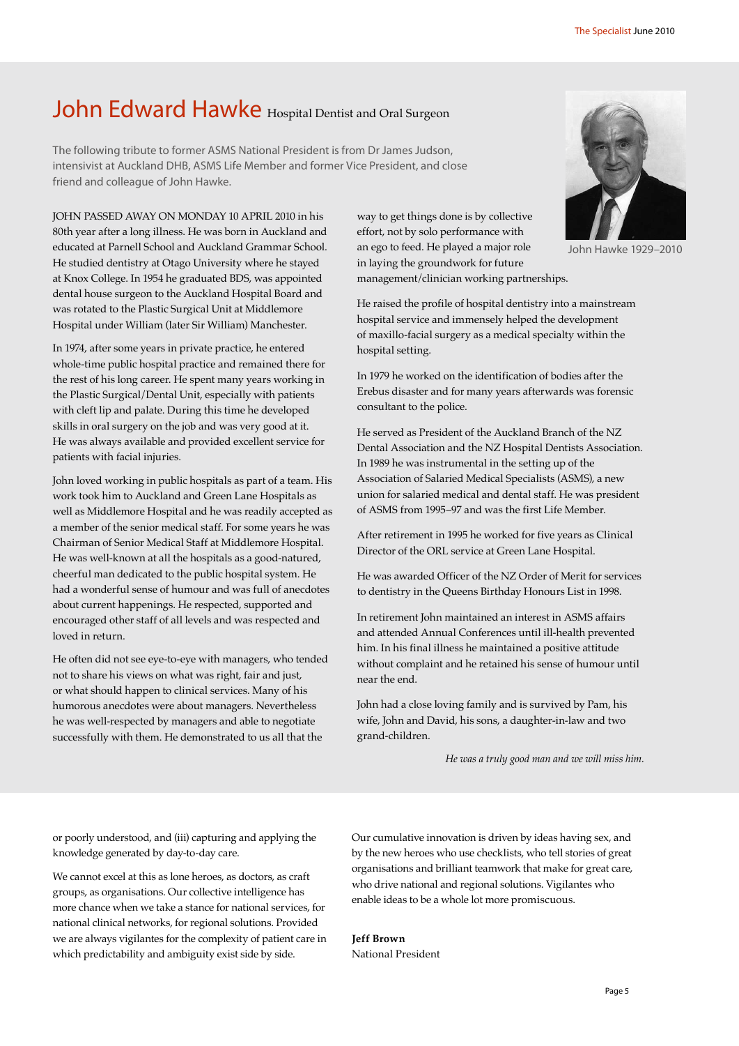# John Edward Hawke Hospital Dentist and Oral Surgeon

The following tribute to former ASMS National President is from Dr James Judson, intensivist at Auckland DHB, ASMS Life Member and former Vice President, and close friend and colleague of John Hawke.

John Hawke 1929–2010

JOHN PASSED AWAY ON MONDAY 10 APRIL 2010 in his 80th year after a long illness. He was born in Auckland and educated at Parnell School and Auckland Grammar School. He studied dentistry at Otago University where he stayed at Knox College. In 1954 he graduated BDS, was appointed dental house surgeon to the Auckland Hospital Board and was rotated to the Plastic Surgical Unit at Middlemore Hospital under William (later Sir William) Manchester.

In 1974, after some years in private practice, he entered whole-time public hospital practice and remained there for the rest of his long career. He spent many years working in the Plastic Surgical/Dental Unit, especially with patients with cleft lip and palate. During this time he developed skills in oral surgery on the job and was very good at it. He was always available and provided excellent service for patients with facial injuries.

John loved working in public hospitals as part of a team. His work took him to Auckland and Green Lane Hospitals as well as Middlemore Hospital and he was readily accepted as a member of the senior medical staff. For some years he was Chairman of Senior Medical Staff at Middlemore Hospital. He was well-known at all the hospitals as a good-natured, cheerful man dedicated to the public hospital system. He had a wonderful sense of humour and was full of anecdotes about current happenings. He respected, supported and encouraged other staff of all levels and was respected and loved in return.

He often did not see eye-to-eye with managers, who tended not to share his views on what was right, fair and just, or what should happen to clinical services. Many of his humorous anecdotes were about managers. Nevertheless he was well-respected by managers and able to negotiate successfully with them. He demonstrated to us all that the way to get things done is by collective effort, not by solo performance with an ego to feed. He played a major role in laying the groundwork for future management/clinician working partnerships.

He raised the profile of hospital dentistry into a mainstream hospital service and immensely helped the development of maxillo-facial surgery as a medical specialty within the hospital setting.

In 1979 he worked on the identification of bodies after the Erebus disaster and for many years afterwards was forensic consultant to the police.

He served as President of the Auckland Branch of the NZ Dental Association and the NZ Hospital Dentists Association. In 1989 he was instrumental in the setting up of the Association of Salaried Medical Specialists (ASMS), a new union for salaried medical and dental staff. He was president of ASMS from 1995–97 and was the first Life Member.

After retirement in 1995 he worked for five years as Clinical Director of the ORL service at Green Lane Hospital.

He was awarded Officer of the NZ Order of Merit for services to dentistry in the Queens Birthday Honours List in 1998.

In retirement John maintained an interest in ASMS affairs and attended Annual Conferences until ill-health prevented him. In his final illness he maintained a positive attitude without complaint and he retained his sense of humour until near the end.

John had a close loving family and is survived by Pam, his wife, John and David, his sons, a daughter-in-law and two grand-children.

*He was a truly good man and we will miss him.*

---

or poorly understood, and (iii) capturing and applying the knowledge generated by day-to-day care.

We cannot excel at this as lone heroes, as doctors, as craft groups, as organisations. Our collective intelligence has more chance when we take a stance for national services, for national clinical networks, for regional solutions. Provided we are always vigilantes for the complexity of patient care in which predictability and ambiguity exist side by side.

Our cumulative innovation is driven by ideas having sex, and by the new heroes who use checklists, who tell stories of great organisations and brilliant teamwork that make for great care, who drive national and regional solutions. Vigilantes who enable ideas to be a whole lot more promiscuous.

**Jeff Brown**
National President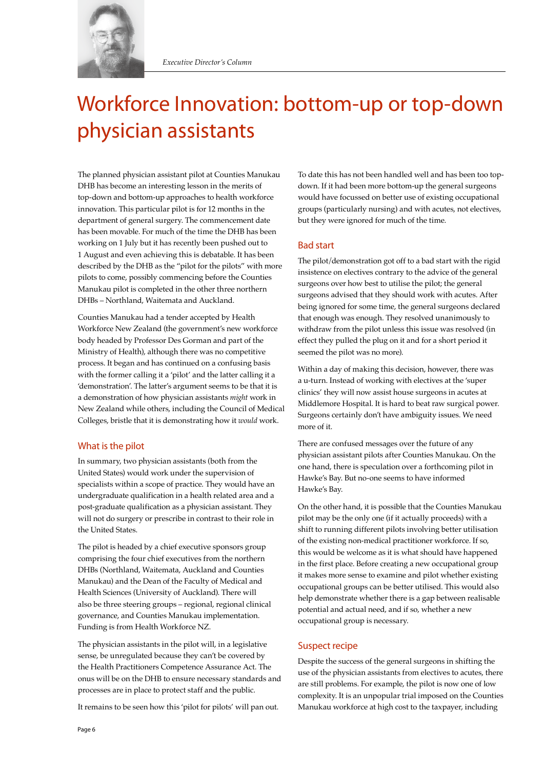*Executive Director's Column*

# Workforce Innovation: bottom-up or top-down physician assistants

The planned physician assistant pilot at Counties Manukau DHB has become an interesting lesson in the merits of top-down and bottom-up approaches to health workforce innovation. This particular pilot is for 12 months in the department of general surgery. The commencement date has been movable. For much of the time the DHB has been working on 1 July but it has recently been pushed out to 1 August and even achieving this is debatable. It has been described by the DHB as the "pilot for the pilots" with more pilots to come, possibly commencing before the Counties Manukau pilot is completed in the other three northern DHBs – Northland, Waitemata and Auckland.

Counties Manukau had a tender accepted by Health Workforce New Zealand (the government's new workforce body headed by Professor Des Gorman and part of the Ministry of Health), although there was no competitive process. It began and has continued on a confusing basis with the former calling it a 'pilot' and the latter calling it a 'demonstration'. The latter's argument seems to be that it is a demonstration of how physician assistants *might* work in New Zealand while others, including the Council of Medical Colleges, bristle that it is demonstrating how it *would* work.

## What is the pilot

In summary, two physician assistants (both from the United States) would work under the supervision of specialists within a scope of practice. They would have an undergraduate qualification in a health related area and a post-graduate qualification as a physician assistant. They will not do surgery or prescribe in contrast to their role in the United States.

The pilot is headed by a chief executive sponsors group comprising the four chief executives from the northern DHBs (Northland, Waitemata, Auckland and Counties Manukau) and the Dean of the Faculty of Medical and Health Sciences (University of Auckland). There will also be three steering groups – regional, regional clinical governance, and Counties Manukau implementation. Funding is from Health Workforce NZ.

The physician assistants in the pilot will, in a legislative sense, be unregulated because they can't be covered by the Health Practitioners Competence Assurance Act. The onus will be on the DHB to ensure necessary standards and processes are in place to protect staff and the public.

It remains to be seen how this 'pilot for pilots' will pan out. To date this has not been handled well and has been too top-down. If it had been more bottom-up the general surgeons would have focussed on better use of existing occupational groups (particularly nursing) and with acutes, not electives, but they were ignored for much of the time.

## Bad start

The pilot/demonstration got off to a bad start with the rigid insistence on electives contrary to the advice of the general surgeons over how best to utilise the pilot; the general surgeons advised that they should work with acutes. After being ignored for some time, the general surgeons declared that enough was enough. They resolved unanimously to withdraw from the pilot unless this issue was resolved (in effect they pulled the plug on it and for a short period it seemed the pilot was no more).

Within a day of making this decision, however, there was a u-turn. Instead of working with electives at the 'super clinics' they will now assist house surgeons in acutes at Middlemore Hospital. It is hard to beat raw surgical power. Surgeons certainly don't have ambiguity issues. We need more of it.

There are confused messages over the future of any physician assistant pilots after Counties Manukau. On the one hand, there is speculation over a forthcoming pilot in Hawke's Bay. But no-one seems to have informed Hawke's Bay.

On the other hand, it is possible that the Counties Manukau pilot may be the only one (if it actually proceeds) with a shift to running different pilots involving better utilisation of the existing non-medical practitioner workforce. If so, this would be welcome as it is what should have happened in the first place. Before creating a new occupational group it makes more sense to examine and pilot whether existing occupational groups can be better utilised. This would also help demonstrate whether there is a gap between realisable potential and actual need, and if so, whether a new occupational group is necessary.

## Suspect recipe

Despite the success of the general surgeons in shifting the use of the physician assistants from electives to acutes, there are still problems. For example, the pilot is now one of low complexity. It is an unpopular trial imposed on the Counties Manukau workforce at high cost to the taxpayer, including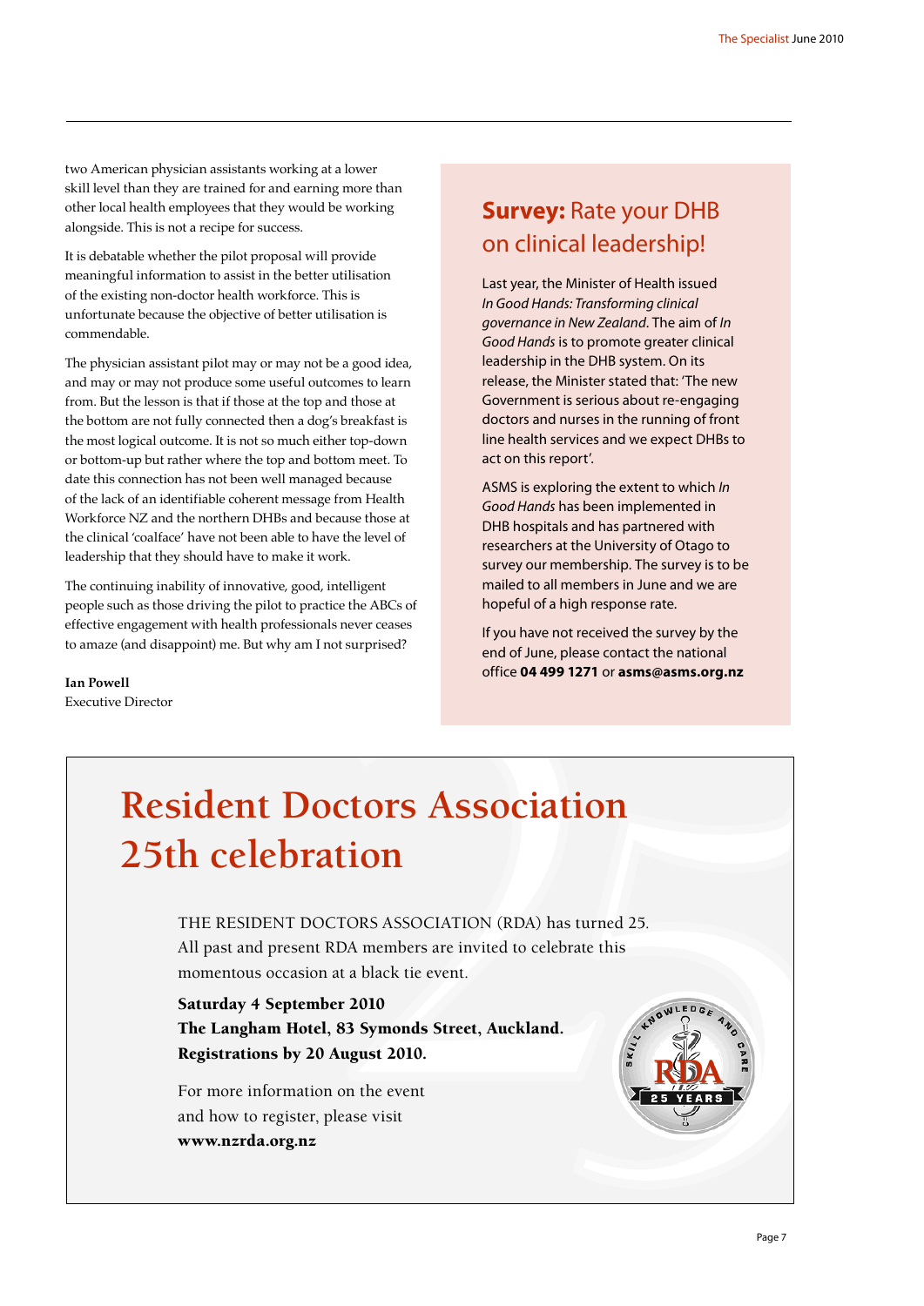two American physician assistants working at a lower skill level than they are trained for and earning more than other local health employees that they would be working alongside. This is not a recipe for success.

It is debatable whether the pilot proposal will provide meaningful information to assist in the better utilisation of the existing non-doctor health workforce. This is unfortunate because the objective of better utilisation is commendable.

The physician assistant pilot may or may not be a good idea, and may or may not produce some useful outcomes to learn from. But the lesson is that if those at the top and those at the bottom are not fully connected then a dog's breakfast is the most logical outcome. It is not so much either top-down or bottom-up but rather where the top and bottom meet. To date this connection has not been well managed because of the lack of an identifiable coherent message from Health Workforce NZ and the northern DHBs and because those at the clinical 'coalface' have not been able to have the level of leadership that they should have to make it work.

The continuing inability of innovative, good, intelligent people such as those driving the pilot to practice the ABCs of effective engagement with health professionals never ceases to amaze (and disappoint) me. But why am I not surprised?

**Ian Powell**
Executive Director

## **Survey:** Rate your DHB on clinical leadership!

Last year, the Minister of Health issued *In Good Hands: Transforming clinical governance in New Zealand*. The aim of *In Good Hands* is to promote greater clinical leadership in the DHB system. On its release, the Minister stated that: 'The new Government is serious about re-engaging doctors and nurses in the running of front line health services and we expect DHBs to act on this report'.

ASMS is exploring the extent to which *In Good Hands* has been implemented in DHB hospitals and has partnered with researchers at the University of Otago to survey our membership. The survey is to be mailed to all members in June and we are hopeful of a high response rate.

If you have not received the survey by the end of June, please contact the national office **04 499 1271** or **asms@asms.org.nz**

## Resident Doctors Association 25th celebration

THE RESIDENT DOCTORS ASSOCIATION (RDA) has turned 25. All past and present RDA members are invited to celebrate this momentous occasion at a black tie event.

**Saturday 4 September 2010**
**The Langham Hotel, 83 Symonds Street, Auckland.**
**Registrations by 20 August 2010.**

For more information on the event and how to register, please visit **www.nzrda.org.nz**

SKILL KNOWLEDGE AND CARE
RDA
25 YEARS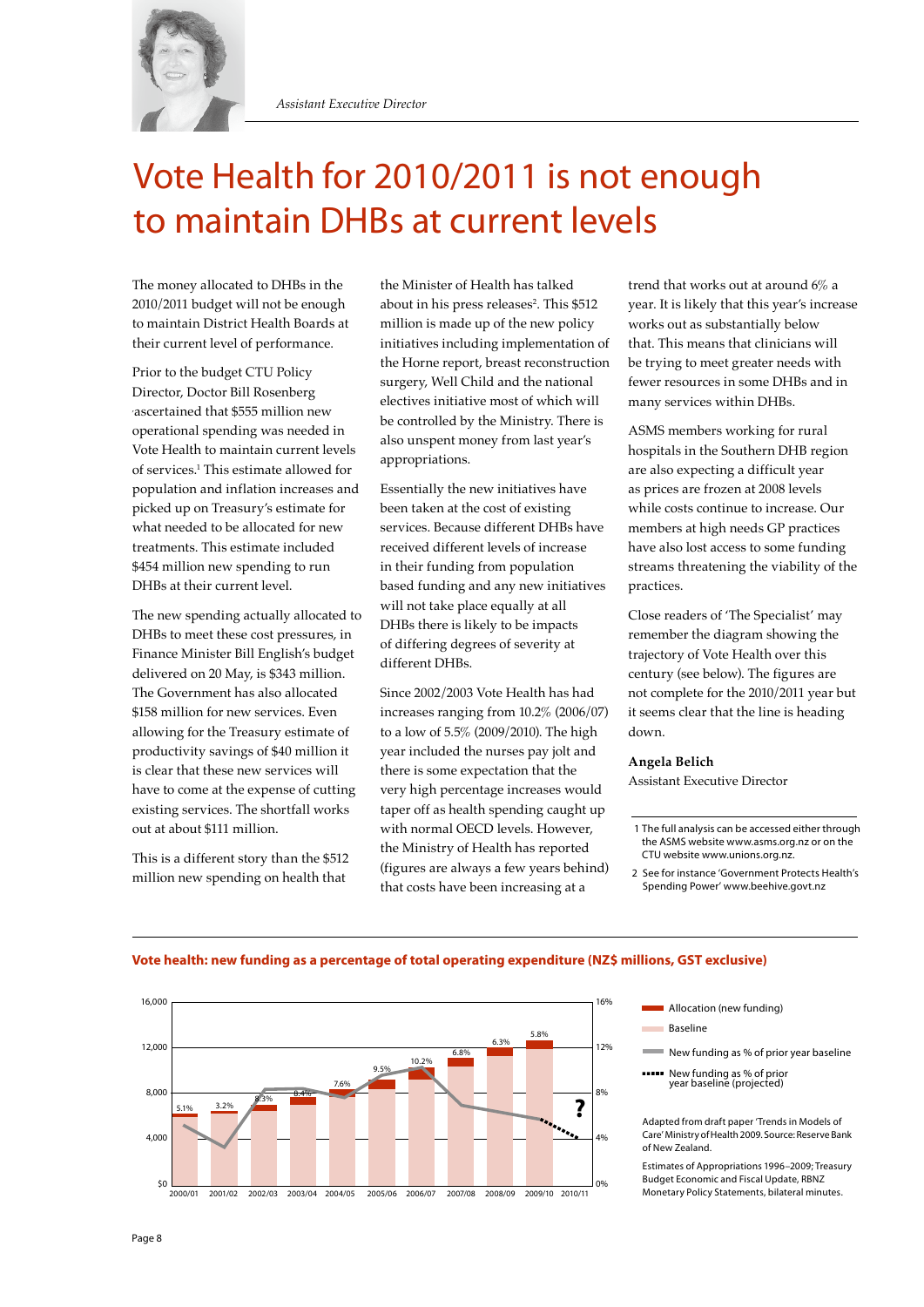*Assistant Executive Director*

# Vote Health for 2010/2011 is not enough to maintain DHBs at current levels

The money allocated to DHBs in the 2010/2011 budget will not be enough to maintain District Health Boards at their current level of performance.

Prior to the budget CTU Policy Director, Doctor Bill Rosenberg ascertained that $555 million new operational spending was needed in Vote Health to maintain current levels of services.[1] This estimate allowed for population and inflation increases and picked up on Treasury's estimate for what needed to be allocated for new treatments. This estimate included $454 million new spending to run DHBs at their current level.

The new spending actually allocated to DHBs to meet these cost pressures, in Finance Minister Bill English's budget delivered on 20 May, is $343 million. The Government has also allocated $158 million for new services. Even allowing for the Treasury estimate of productivity savings of $40 million it is clear that these new services will have to come at the expense of cutting existing services. The shortfall works out at about $111 million.

This is a different story than the $512 million new spending on health that the Minister of Health has talked about in his press releases[2]. This $512 million is made up of the new policy initiatives including implementation of the Horne report, breast reconstruction surgery, Well Child and the national electives initiative most of which will be controlled by the Ministry. There is also unspent money from last year's appropriations.

Essentially the new initiatives have been taken at the cost of existing services. Because different DHBs have received different levels of increase in their funding from population based funding and any new initiatives will not take place equally at all DHBs there is likely to be impacts of differing degrees of severity at different DHBs.

Since 2002/2003 Vote Health has had increases ranging from 10.2% (2006/07) to a low of 5.5% (2009/2010). The high year included the nurses pay jolt and there is some expectation that the very high percentage increases would taper off as health spending caught up with normal OECD levels. However, the Ministry of Health has reported (figures are always a few years behind) that costs have been increasing at a trend that works out at around 6% a year. It is likely that this year's increase works out as substantially below that. This means that clinicians will be trying to meet greater needs with fewer resources in some DHBs and in many services within DHBs.

ASMS members working for rural hospitals in the Southern DHB region are also expecting a difficult year as prices are frozen at 2008 levels while costs continue to increase. Our members at high needs GP practices have also lost access to some funding streams threatening the viability of the practices.

Close readers of 'The Specialist' may remember the diagram showing the trajectory of Vote Health over this century (see below). The figures are not complete for the 2010/2011 year but it seems clear that the line is heading down.

**Angela Belich**
Assistant Executive Director

1 The full analysis can be accessed either through the ASMS website www.asms.org.nz or on the CTU website www.unions.org.nz.

2 See for instance 'Government Protects Health's Spending Power' www.beehive.govt.nz

**Vote health: new funding as a percentage of total operating expenditure (NZ$ millions, GST exclusive)**

16,000
12,000
8,000
4,000
$0

16%
12%
8%
4%
0%

5.1%
3.2%
8.3%
8.4%
7.6%
9.5%
10.2%
6.8%
6.3%
5.8%
?

2000/01
2001/02
2002/03
2003/04
2004/05
2005/06
2006/07
2007/08
2008/09
2009/10
2010/11

Allocation (new funding)
Baseline
New funding as % of prior year baseline
New funding as % of prior year baseline (projected)

Adapted from draft paper 'Trends in Models of Care' Ministry of Health 2009. Source: Reserve Bank of New Zealand.

Estimates of Appropriations 1996–2009; Treasury Budget Economic and Fiscal Update, RBNZ Monetary Policy Statements, bilateral minutes.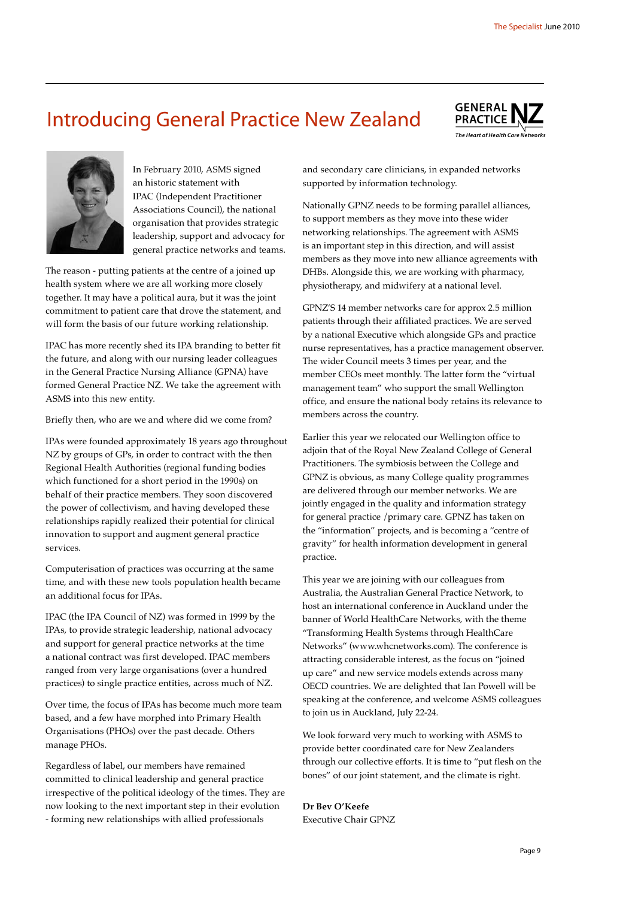# Introducing General Practice New Zealand

In February 2010, ASMS signed an historic statement with IPAC (Independent Practitioner Associations Council), the national organisation that provides strategic leadership, support and advocacy for general practice networks and teams.

The reason - putting patients at the centre of a joined up health system where we are all working more closely together. It may have a political aura, but it was the joint commitment to patient care that drove the statement, and will form the basis of our future working relationship.

IPAC has more recently shed its IPA branding to better fit the future, and along with our nursing leader colleagues in the General Practice Nursing Alliance (GPNA) have formed General Practice NZ. We take the agreement with ASMS into this new entity.

Briefly then, who are we and where did we come from?

IPAs were founded approximately 18 years ago throughout NZ by groups of GPs, in order to contract with the then Regional Health Authorities (regional funding bodies which functioned for a short period in the 1990s) on behalf of their practice members. They soon discovered the power of collectivism, and having developed these relationships rapidly realized their potential for clinical innovation to support and augment general practice services.

Computerisation of practices was occurring at the same time, and with these new tools population health became an additional focus for IPAs.

IPAC (the IPA Council of NZ) was formed in 1999 by the IPAs, to provide strategic leadership, national advocacy and support for general practice networks at the time a national contract was first developed. IPAC members ranged from very large organisations (over a hundred practices) to single practice entities, across much of NZ.

Over time, the focus of IPAs has become much more team based, and a few have morphed into Primary Health Organisations (PHOs) over the past decade. Others manage PHOs.

Regardless of label, our members have remained committed to clinical leadership and general practice irrespective of the political ideology of the times. They are now looking to the next important step in their evolution - forming new relationships with allied professionals and secondary care clinicians, in expanded networks supported by information technology.

Nationally GPNZ needs to be forming parallel alliances, to support members as they move into these wider networking relationships. The agreement with ASMS is an important step in this direction, and will assist members as they move into new alliance agreements with DHBs. Alongside this, we are working with pharmacy, physiotherapy, and midwifery at a national level.

GPNZ'S 14 member networks care for approx 2.5 million patients through their affiliated practices. We are served by a national Executive which alongside GPs and practice nurse representatives, has a practice management observer. The wider Council meets 3 times per year, and the member CEOs meet monthly. The latter form the "virtual management team" who support the small Wellington office, and ensure the national body retains its relevance to members across the country.

Earlier this year we relocated our Wellington office to adjoin that of the Royal New Zealand College of General Practitioners. The symbiosis between the College and GPNZ is obvious, as many College quality programmes are delivered through our member networks. We are jointly engaged in the quality and information strategy for general practice /primary care. GPNZ has taken on the "information" projects, and is becoming a "centre of gravity" for health information development in general practice.

This year we are joining with our colleagues from Australia, the Australian General Practice Network, to host an international conference in Auckland under the banner of World HealthCare Networks, with the theme "Transforming Health Systems through HealthCare Networks" (www.whcnetworks.com). The conference is attracting considerable interest, as the focus on "joined up care" and new service models extends across many OECD countries. We are delighted that Ian Powell will be speaking at the conference, and welcome ASMS colleagues to join us in Auckland, July 22-24.

We look forward very much to working with ASMS to provide better coordinated care for New Zealanders through our collective efforts. It is time to "put flesh on the bones" of our joint statement, and the climate is right.

**Dr Bev O'Keefe**
Executive Chair GPNZ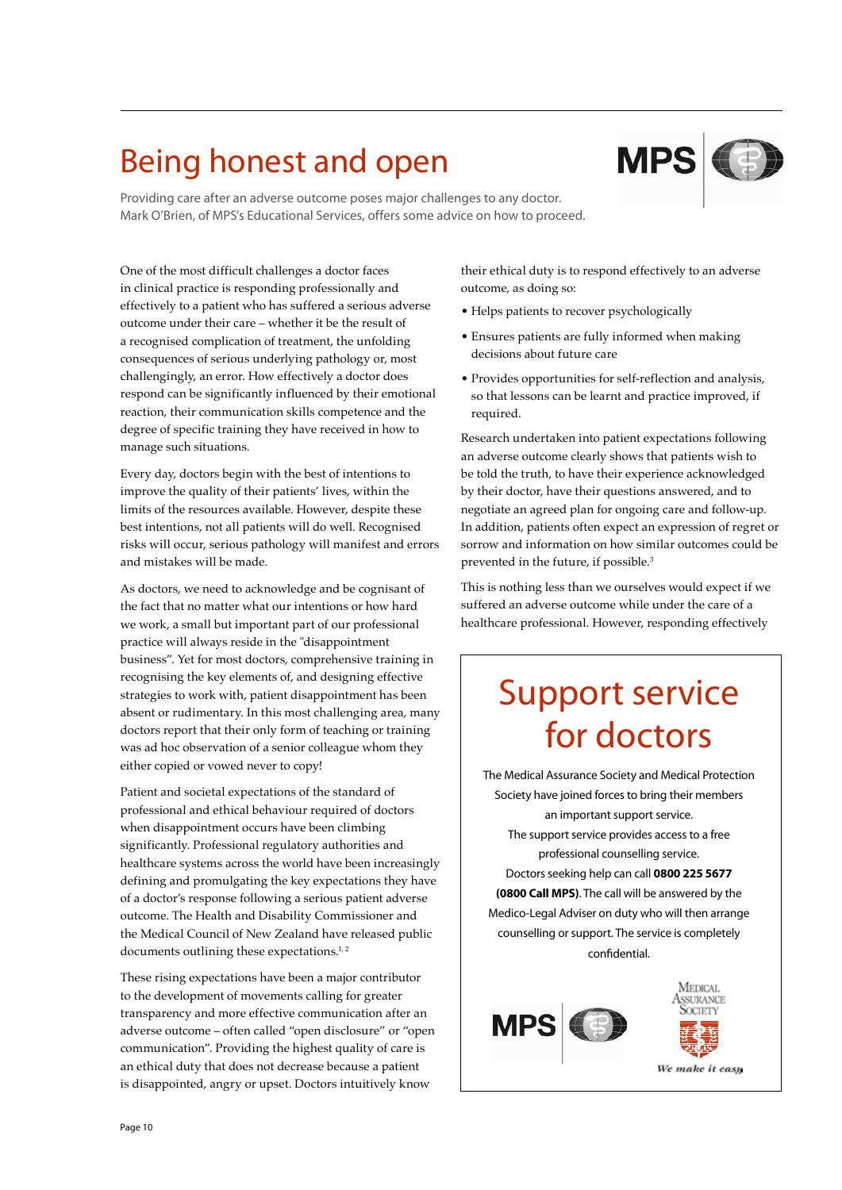# Being honest and open

Providing care after an adverse outcome poses major challenges to any doctor. Mark O'Brien, of MPS's Educational Services, offers some advice on how to proceed.

One of the most difficult challenges a doctor faces in clinical practice is responding professionally and effectively to a patient who has suffered a serious adverse outcome under their care – whether it be the result of a recognised complication of treatment, the unfolding consequences of serious underlying pathology or, most challengingly, an error. How effectively a doctor does respond can be significantly influenced by their emotional reaction, their communication skills competence and the degree of specific training they have received in how to manage such situations.

Every day, doctors begin with the best of intentions to improve the quality of their patients' lives, within the limits of the resources available. However, despite these best intentions, not all patients will do well. Recognised risks will occur, serious pathology will manifest and errors and mistakes will be made.

As doctors, we need to acknowledge and be cognisant of the fact that no matter what our intentions or how hard we work, a small but important part of our professional practice will always reside in the "disappointment business". Yet for most doctors, comprehensive training in recognising the key elements of, and designing effective strategies to work with, patient disappointment has been absent or rudimentary. In this most challenging area, many doctors report that their only form of teaching or training was ad hoc observation of a senior colleague whom they either copied or vowed never to copy!

Patient and societal expectations of the standard of professional and ethical behaviour required of doctors when disappointment occurs have been climbing significantly. Professional regulatory authorities and healthcare systems across the world have been increasingly defining and promulgating the key expectations they have of a doctor's response following a serious patient adverse outcome. The Health and Disability Commissioner and the Medical Council of New Zealand have released public documents outlining these expectations.[1, 2]

These rising expectations have been a major contributor to the development of movements calling for greater transparency and more effective communication after an adverse outcome – often called "open disclosure" or "open communication". Providing the highest quality of care is an ethical duty that does not decrease because a patient is disappointed, angry or upset. Doctors intuitively know their ethical duty is to respond effectively to an adverse outcome, as doing so:

- Helps patients to recover psychologically
- Ensures patients are fully informed when making decisions about future care
- Provides opportunities for self-reflection and analysis, so that lessons can be learnt and practice improved, if required.

Research undertaken into patient expectations following an adverse outcome clearly shows that patients wish to be told the truth, to have their experience acknowledged by their doctor, have their questions answered, and to negotiate an agreed plan for ongoing care and follow-up. In addition, patients often expect an expression of regret or sorrow and information on how similar outcomes could be prevented in the future, if possible.[3]

This is nothing less than we ourselves would expect if we suffered an adverse outcome while under the care of a healthcare professional. However, responding effectively

## Support service for doctors

The Medical Assurance Society and Medical Protection Society have joined forces to bring their members an important support service.

The support service provides access to a free professional counselling service.

Doctors seeking help can call **0800 225 5677 (0800 Call MPS)**. The call will be answered by the Medico-Legal Adviser on duty who will then arrange counselling or support. The service is completely confidential.

MPS

Medical Assurance Society

*We make it easy*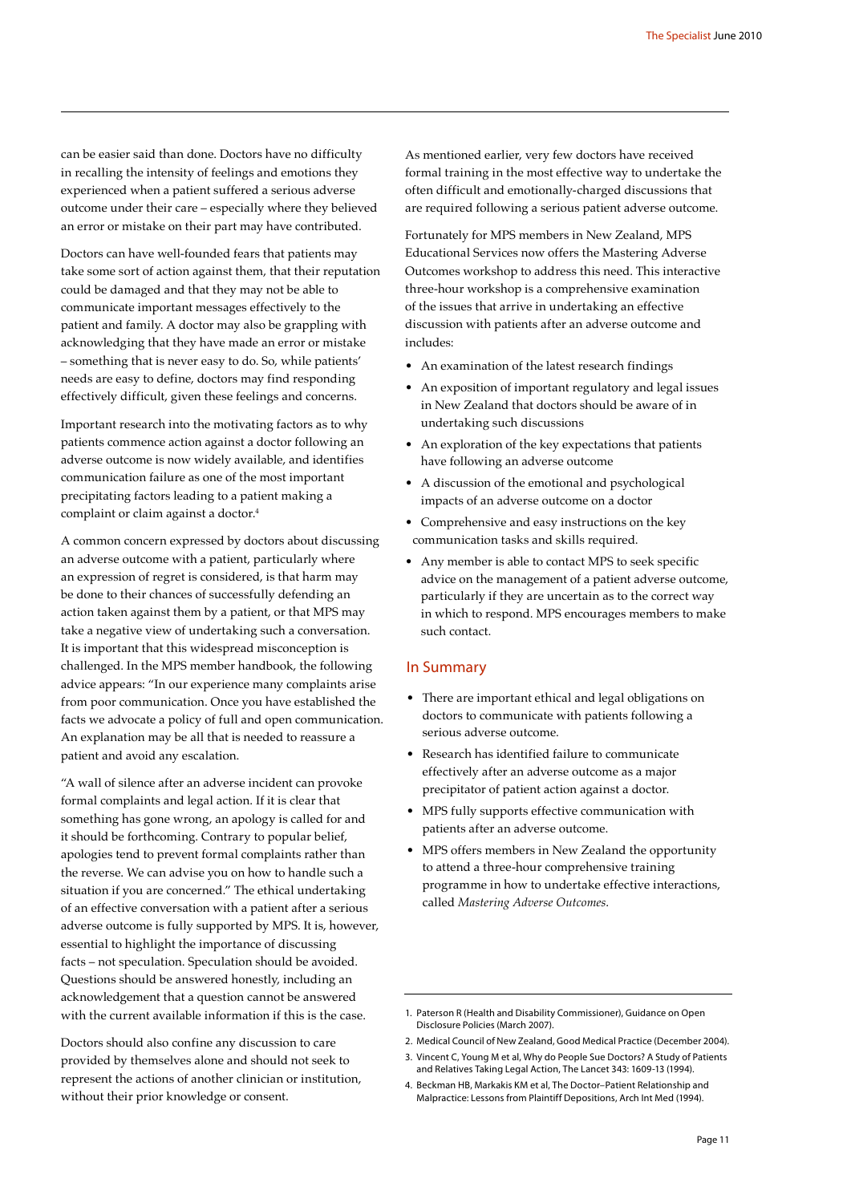can be easier said than done. Doctors have no difficulty in recalling the intensity of feelings and emotions they experienced when a patient suffered a serious adverse outcome under their care – especially where they believed an error or mistake on their part may have contributed.

Doctors can have well-founded fears that patients may take some sort of action against them, that their reputation could be damaged and that they may not be able to communicate important messages effectively to the patient and family. A doctor may also be grappling with acknowledging that they have made an error or mistake – something that is never easy to do. So, while patients' needs are easy to define, doctors may find responding effectively difficult, given these feelings and concerns.

Important research into the motivating factors as to why patients commence action against a doctor following an adverse outcome is now widely available, and identifies communication failure as one of the most important precipitating factors leading to a patient making a complaint or claim against a doctor.[4]

A common concern expressed by doctors about discussing an adverse outcome with a patient, particularly where an expression of regret is considered, is that harm may be done to their chances of successfully defending an action taken against them by a patient, or that MPS may take a negative view of undertaking such a conversation. It is important that this widespread misconception is challenged. In the MPS member handbook, the following advice appears: "In our experience many complaints arise from poor communication. Once you have established the facts we advocate a policy of full and open communication. An explanation may be all that is needed to reassure a patient and avoid any escalation.

"A wall of silence after an adverse incident can provoke formal complaints and legal action. If it is clear that something has gone wrong, an apology is called for and it should be forthcoming. Contrary to popular belief, apologies tend to prevent formal complaints rather than the reverse. We can advise you on how to handle such a situation if you are concerned." The ethical undertaking of an effective conversation with a patient after a serious adverse outcome is fully supported by MPS. It is, however, essential to highlight the importance of discussing facts – not speculation. Speculation should be avoided. Questions should be answered honestly, including an acknowledgement that a question cannot be answered with the current available information if this is the case.

Doctors should also confine any discussion to care provided by themselves alone and should not seek to represent the actions of another clinician or institution, without their prior knowledge or consent.

As mentioned earlier, very few doctors have received formal training in the most effective way to undertake the often difficult and emotionally-charged discussions that are required following a serious patient adverse outcome.

Fortunately for MPS members in New Zealand, MPS Educational Services now offers the Mastering Adverse Outcomes workshop to address this need. This interactive three-hour workshop is a comprehensive examination of the issues that arrive in undertaking an effective discussion with patients after an adverse outcome and includes:

- An examination of the latest research findings
- An exposition of important regulatory and legal issues in New Zealand that doctors should be aware of in undertaking such discussions
- An exploration of the key expectations that patients have following an adverse outcome
- A discussion of the emotional and psychological impacts of an adverse outcome on a doctor
- Comprehensive and easy instructions on the key communication tasks and skills required.
- Any member is able to contact MPS to seek specific advice on the management of a patient adverse outcome, particularly if they are uncertain as to the correct way in which to respond. MPS encourages members to make such contact.

## In Summary

- There are important ethical and legal obligations on doctors to communicate with patients following a serious adverse outcome.
- Research has identified failure to communicate effectively after an adverse outcome as a major precipitator of patient action against a doctor.
- MPS fully supports effective communication with patients after an adverse outcome.
- MPS offers members in New Zealand the opportunity to attend a three-hour comprehensive training programme in how to undertake effective interactions, called *Mastering Adverse Outcomes*.

---

1. Paterson R (Health and Disability Commissioner), Guidance on Open Disclosure Policies (March 2007).
2. Medical Council of New Zealand, Good Medical Practice (December 2004).
3. Vincent C, Young M et al, Why do People Sue Doctors? A Study of Patients and Relatives Taking Legal Action, The Lancet 343: 1609-13 (1994).
4. Beckman HB, Markakis KM et al, The Doctor–Patient Relationship and Malpractice: Lessons from Plaintiff Depositions, Arch Int Med (1994).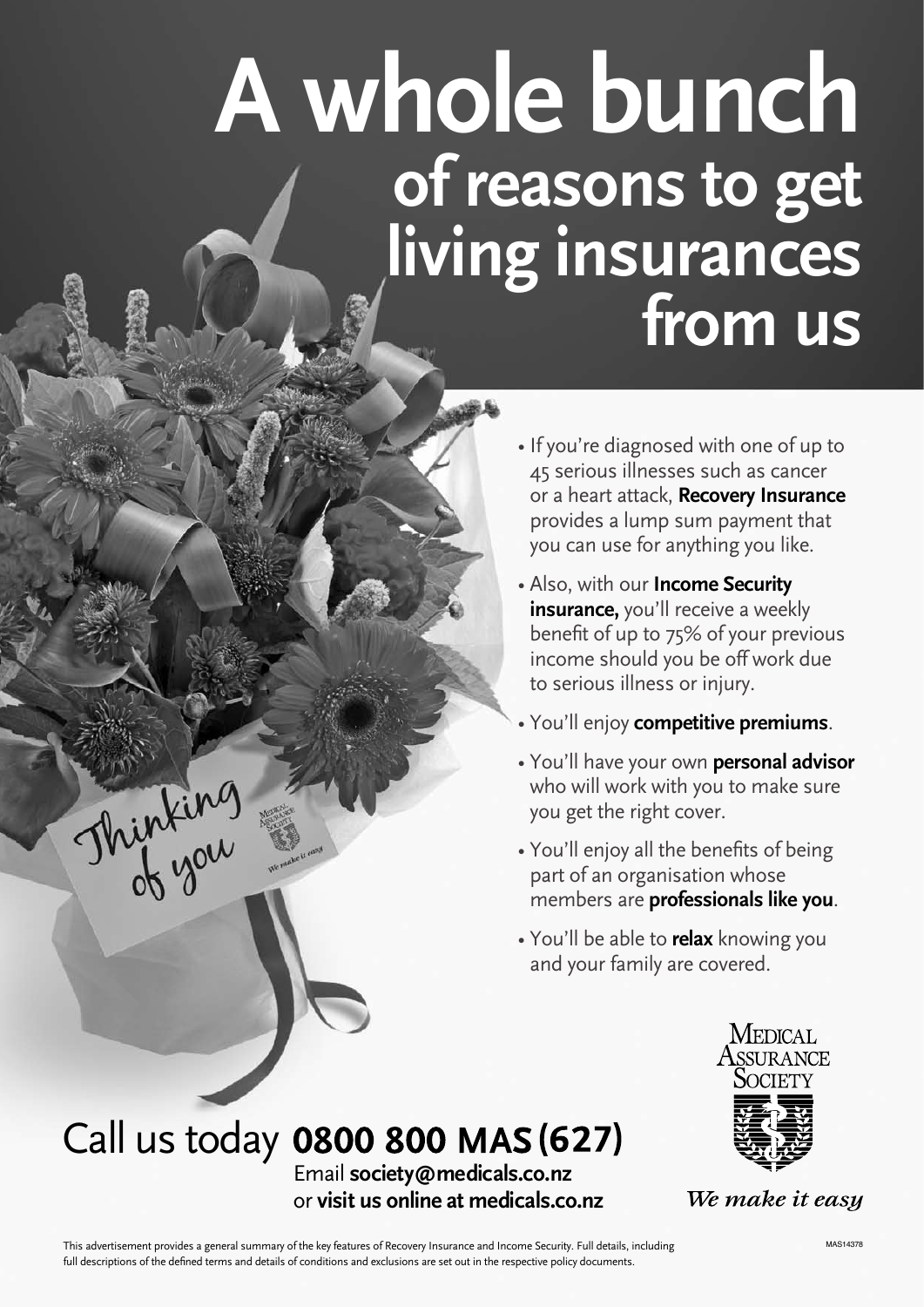# A whole bunch of reasons to get living insurances from us

- If you're diagnosed with one of up to 45 serious illnesses such as cancer or a heart attack, **Recovery Insurance** provides a lump sum payment that you can use for anything you like.
- Also, with our **Income Security insurance,** you'll receive a weekly benefit of up to 75% of your previous income should you be off work due to serious illness or injury.
- You'll enjoy **competitive premiums**.
- You'll have your own **personal advisor** who will work with you to make sure you get the right cover.
- You'll enjoy all the benefits of being part of an organisation whose members are **professionals like you**.
- You'll be able to **relax** knowing you and your family are covered.

Thinking of you

Call us today **0800 800 MAS (627)**

Email **society@medicals.co.nz**

or **visit us online at medicals.co.nz**

MEDICAL ASSURANCE SOCIETY

*We make it easy*

This advertisement provides a general summary of the key features of Recovery Insurance and Income Security. Full details, including full descriptions of the defined terms and details of conditions and exclusions are set out in the respective policy documents.

MAS14378